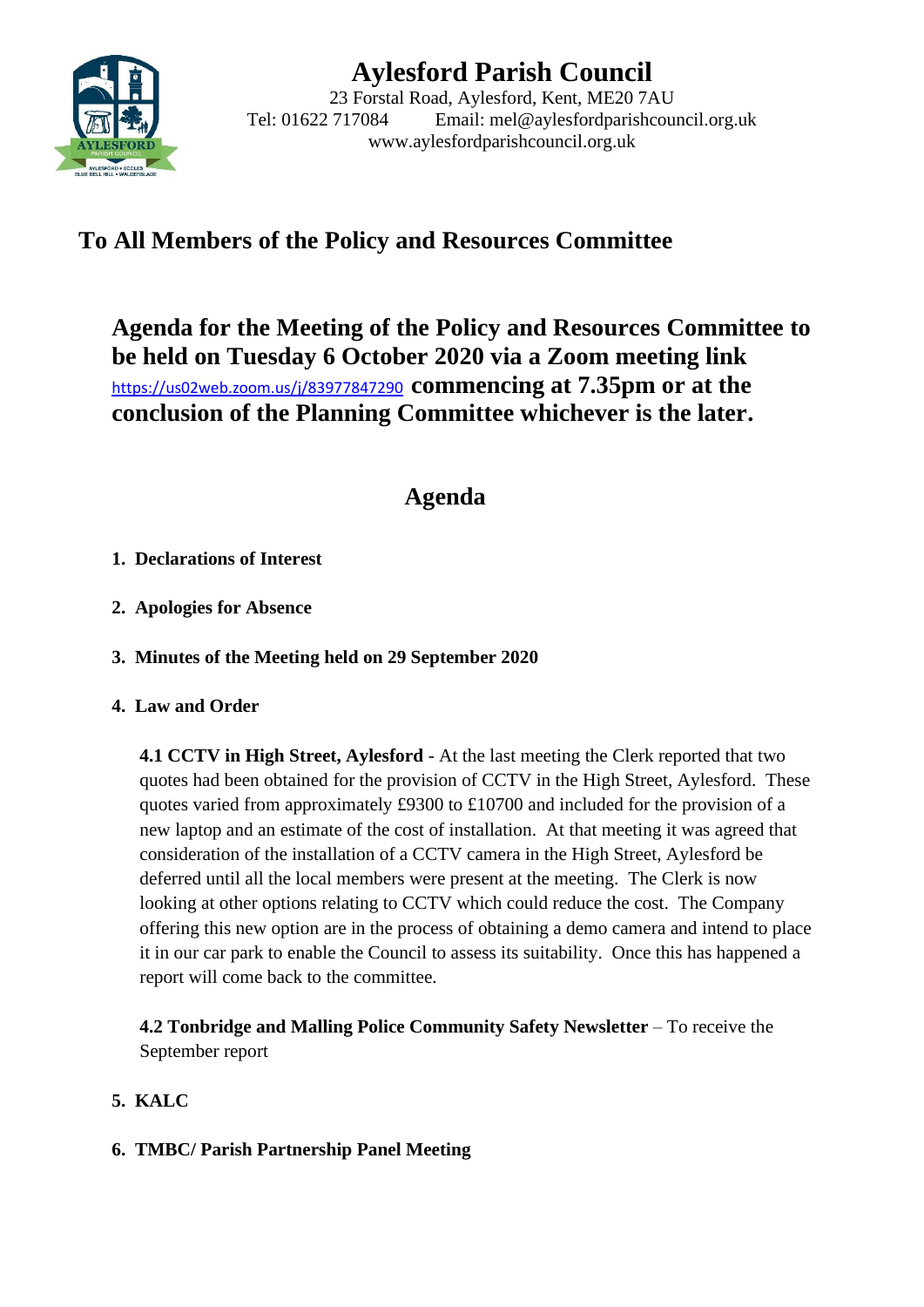# Aylesford Parish Council

23 Forstal Road, Aylesford, Kent, ME20 7AU
Tel: 01622 717084 Email: mel@aylesfordparishcouncil.org.uk
www.aylesfordparishcouncil.org.uk

## To All Members of the Policy and Resources Committee

## Agenda for the Meeting of the Policy and Resources Committee to be held on Tuesday 6 October 2020 via a Zoom meeting link https://us02web.zoom.us/j/83977847290 commencing at 7.35pm or at the conclusion of the Planning Committee whichever is the later.

## Agenda

1. **Declarations of Interest**

2. **Apologies for Absence**

3. **Minutes of the Meeting held on 29 September 2020**

4. **Law and Order**

   **4.1 CCTV in High Street, Aylesford** - At the last meeting the Clerk reported that two quotes had been obtained for the provision of CCTV in the High Street, Aylesford. These quotes varied from approximately £9300 to £10700 and included for the provision of a new laptop and an estimate of the cost of installation. At that meeting it was agreed that consideration of the installation of a CCTV camera in the High Street, Aylesford be deferred until all the local members were present at the meeting. The Clerk is now looking at other options relating to CCTV which could reduce the cost. The Company offering this new option are in the process of obtaining a demo camera and intend to place it in our car park to enable the Council to assess its suitability. Once this has happened a report will come back to the committee.

   **4.2 Tonbridge and Malling Police Community Safety Newsletter** – To receive the September report

5. **KALC**

6. **TMBC/ Parish Partnership Panel Meeting**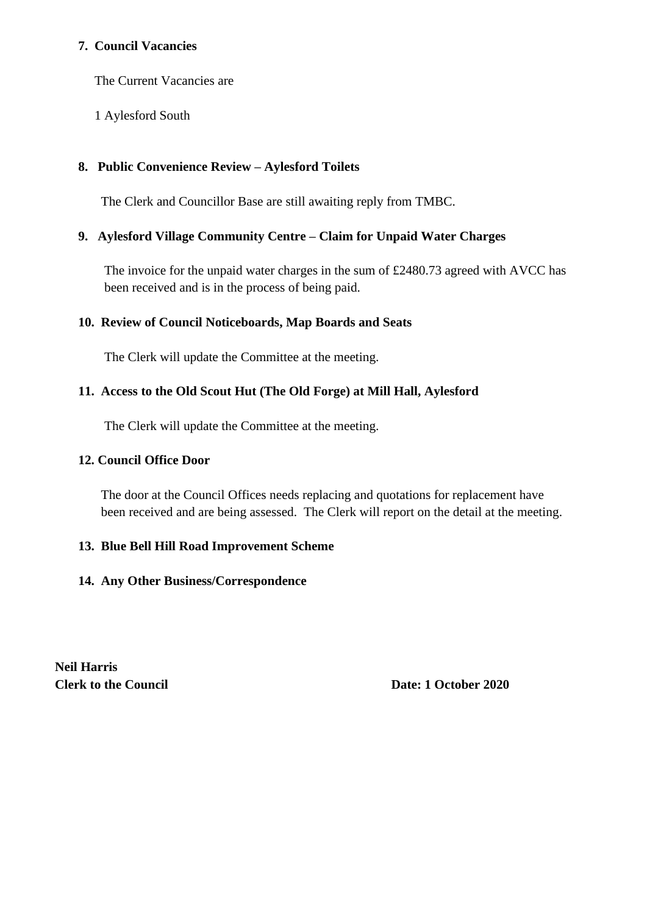**7. Council Vacancies**

The Current Vacancies are

1 Aylesford South

**8. Public Convenience Review – Aylesford Toilets**

The Clerk and Councillor Base are still awaiting reply from TMBC.

**9. Aylesford Village Community Centre – Claim for Unpaid Water Charges**

The invoice for the unpaid water charges in the sum of £2480.73 agreed with AVCC has been received and is in the process of being paid.

**10. Review of Council Noticeboards, Map Boards and Seats**

The Clerk will update the Committee at the meeting.

**11. Access to the Old Scout Hut (The Old Forge) at Mill Hall, Aylesford**

The Clerk will update the Committee at the meeting.

**12. Council Office Door**

The door at the Council Offices needs replacing and quotations for replacement have been received and are being assessed. The Clerk will report on the detail at the meeting.

**13. Blue Bell Hill Road Improvement Scheme**

**14. Any Other Business/Correspondence**

**Neil Harris**
**Clerk to the Council** **Date: 1 October 2020**